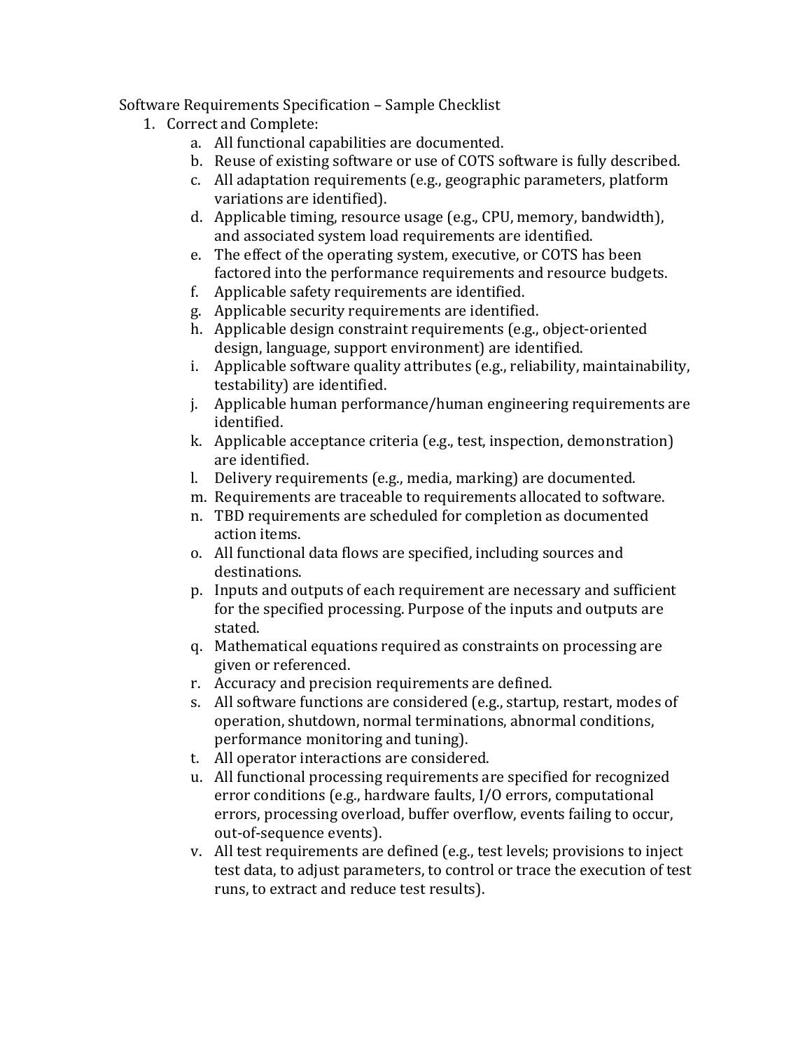Software Requirements Specification – Sample Checklist

1. Correct and Complete:
    a. All functional capabilities are documented.
    b. Reuse of existing software or use of COTS software is fully described.
    c. All adaptation requirements (e.g., geographic parameters, platform variations are identified).
    d. Applicable timing, resource usage (e.g., CPU, memory, bandwidth), and associated system load requirements are identified.
    e. The effect of the operating system, executive, or COTS has been factored into the performance requirements and resource budgets.
    f. Applicable safety requirements are identified.
    g. Applicable security requirements are identified.
    h. Applicable design constraint requirements (e.g., object-oriented design, language, support environment) are identified.
    i. Applicable software quality attributes (e.g., reliability, maintainability, testability) are identified.
    j. Applicable human performance/human engineering requirements are identified.
    k. Applicable acceptance criteria (e.g., test, inspection, demonstration) are identified.
    l. Delivery requirements (e.g., media, marking) are documented.
    m. Requirements are traceable to requirements allocated to software.
    n. TBD requirements are scheduled for completion as documented action items.
    o. All functional data flows are specified, including sources and destinations.
    p. Inputs and outputs of each requirement are necessary and sufficient for the specified processing. Purpose of the inputs and outputs are stated.
    q. Mathematical equations required as constraints on processing are given or referenced.
    r. Accuracy and precision requirements are defined.
    s. All software functions are considered (e.g., startup, restart, modes of operation, shutdown, normal terminations, abnormal conditions, performance monitoring and tuning).
    t. All operator interactions are considered.
    u. All functional processing requirements are specified for recognized error conditions (e.g., hardware faults, I/O errors, computational errors, processing overload, buffer overflow, events failing to occur, out-of-sequence events).
    v. All test requirements are defined (e.g., test levels; provisions to inject test data, to adjust parameters, to control or trace the execution of test runs, to extract and reduce test results).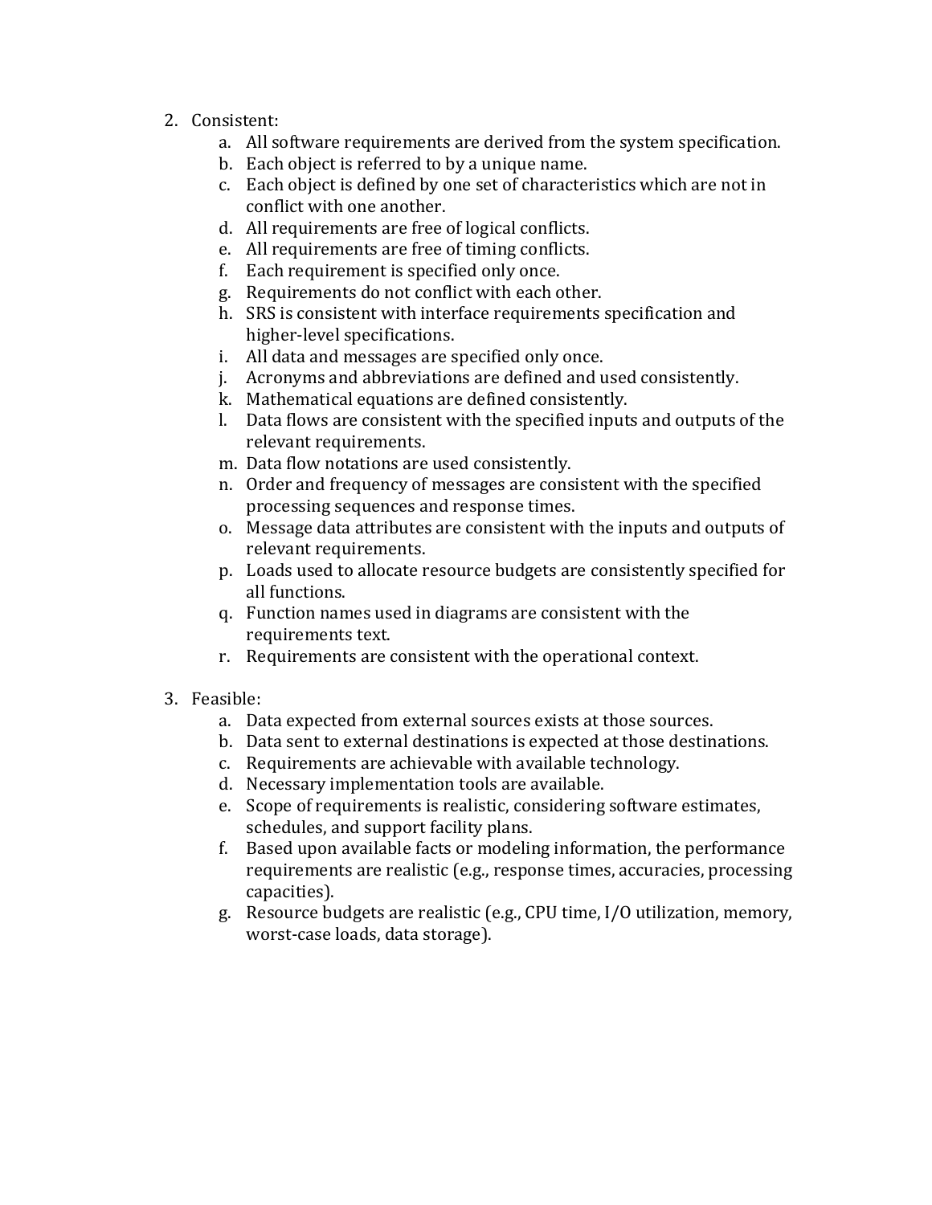2. Consistent:
    a. All software requirements are derived from the system specification.
    b. Each object is referred to by a unique name.
    c. Each object is defined by one set of characteristics which are not in conflict with one another.
    d. All requirements are free of logical conflicts.
    e. All requirements are free of timing conflicts.
    f. Each requirement is specified only once.
    g. Requirements do not conflict with each other.
    h. SRS is consistent with interface requirements specification and higher-level specifications.
    i. All data and messages are specified only once.
    j. Acronyms and abbreviations are defined and used consistently.
    k. Mathematical equations are defined consistently.
    l. Data flows are consistent with the specified inputs and outputs of the relevant requirements.
    m. Data flow notations are used consistently.
    n. Order and frequency of messages are consistent with the specified processing sequences and response times.
    o. Message data attributes are consistent with the inputs and outputs of relevant requirements.
    p. Loads used to allocate resource budgets are consistently specified for all functions.
    q. Function names used in diagrams are consistent with the requirements text.
    r. Requirements are consistent with the operational context.

3. Feasible:
    a. Data expected from external sources exists at those sources.
    b. Data sent to external destinations is expected at those destinations.
    c. Requirements are achievable with available technology.
    d. Necessary implementation tools are available.
    e. Scope of requirements is realistic, considering software estimates, schedules, and support facility plans.
    f. Based upon available facts or modeling information, the performance requirements are realistic (e.g., response times, accuracies, processing capacities).
    g. Resource budgets are realistic (e.g., CPU time, I/O utilization, memory, worst-case loads, data storage).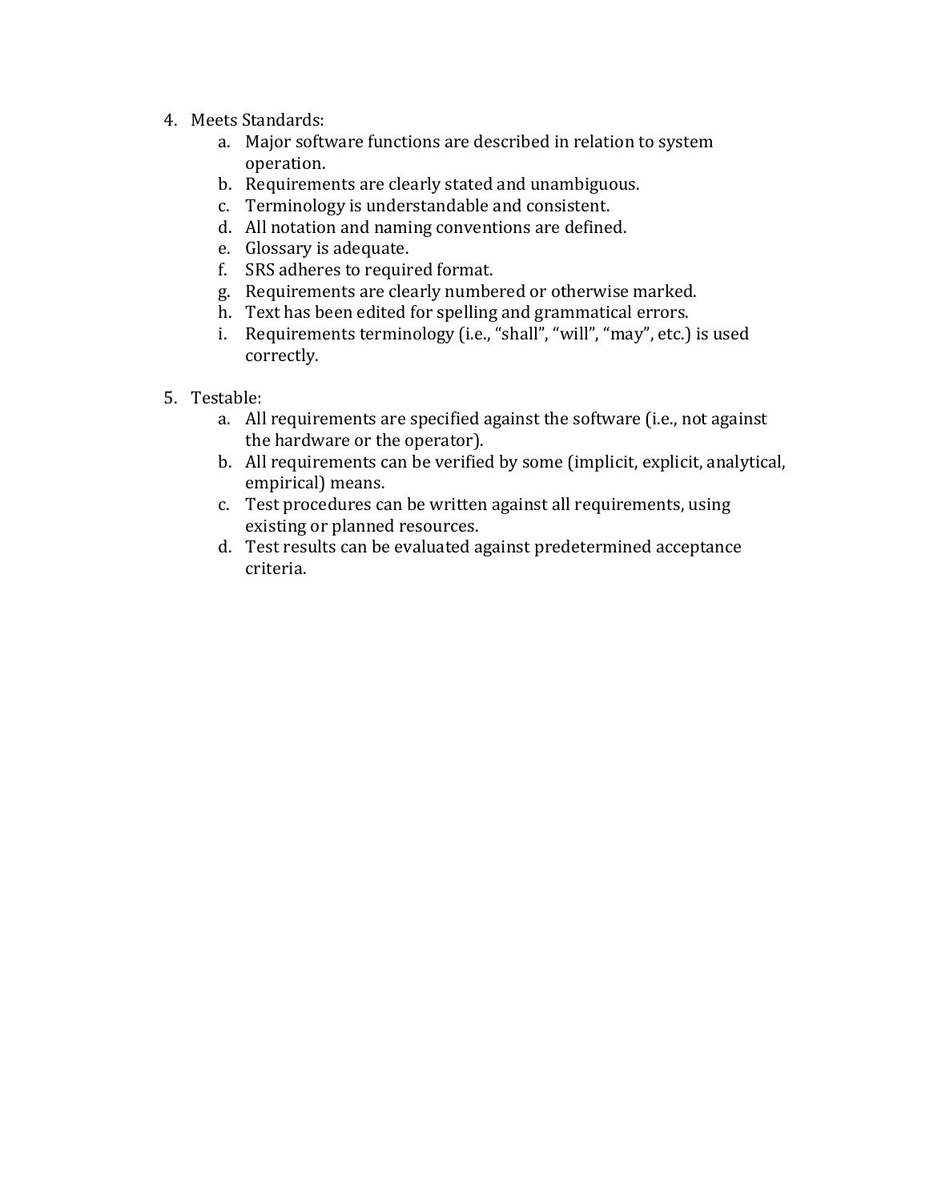4. Meets Standards:
    a. Major software functions are described in relation to system operation.
    b. Requirements are clearly stated and unambiguous.
    c. Terminology is understandable and consistent.
    d. All notation and naming conventions are defined.
    e. Glossary is adequate.
    f. SRS adheres to required format.
    g. Requirements are clearly numbered or otherwise marked.
    h. Text has been edited for spelling and grammatical errors.
    i. Requirements terminology (i.e., “shall”, “will”, “may”, etc.) is used correctly.

5. Testable:
    a. All requirements are specified against the software (i.e., not against the hardware or the operator).
    b. All requirements can be verified by some (implicit, explicit, analytical, empirical) means.
    c. Test procedures can be written against all requirements, using existing or planned resources.
    d. Test results can be evaluated against predetermined acceptance criteria.